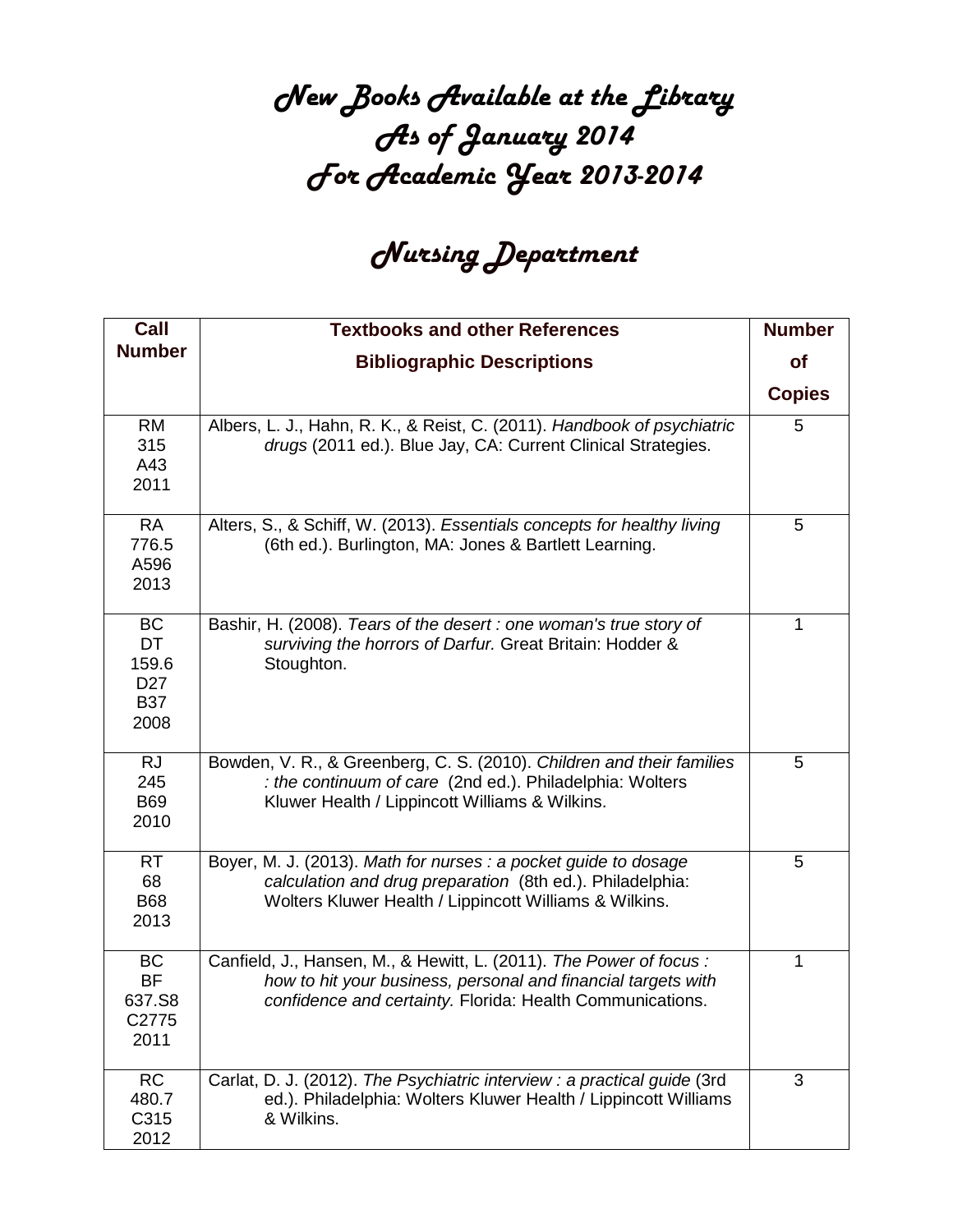# New Books Available at the Library
# As of January 2014
# For Academic Year 2013-2014

## Nursing Department

| Call Number | Textbooks and other References<br>Bibliographic Descriptions | Number of Copies |
|---|---|---|
| RM 315 A43 2011 | Albers, L. J., Hahn, R. K., & Reist, C. (2011). *Handbook of psychiatric drugs* (2011 ed.). Blue Jay, CA: Current Clinical Strategies. | 5 |
| RA 776.5 A596 2013 | Alters, S., & Schiff, W. (2013). *Essentials concepts for healthy living* (6th ed.). Burlington, MA: Jones & Bartlett Learning. | 5 |
| BC DT 159.6 D27 B37 2008 | Bashir, H. (2008). *Tears of the desert : one woman's true story of surviving the horrors of Darfur.* Great Britain: Hodder & Stoughton. | 1 |
| RJ 245 B69 2010 | Bowden, V. R., & Greenberg, C. S. (2010). *Children and their families : the continuum of care* (2nd ed.). Philadelphia: Wolters Kluwer Health / Lippincott Williams & Wilkins. | 5 |
| RT 68 B68 2013 | Boyer, M. J. (2013). *Math for nurses : a pocket guide to dosage calculation and drug preparation* (8th ed.). Philadelphia: Wolters Kluwer Health / Lippincott Williams & Wilkins. | 5 |
| BC BF 637.S8 C2775 2011 | Canfield, J., Hansen, M., & Hewitt, L. (2011). *The Power of focus : how to hit your business, personal and financial targets with confidence and certainty.* Florida: Health Communications. | 1 |
| RC 480.7 C315 2012 | Carlat, D. J. (2012). *The Psychiatric interview : a practical guide* (3rd ed.). Philadelphia: Wolters Kluwer Health / Lippincott Williams & Wilkins. | 3 |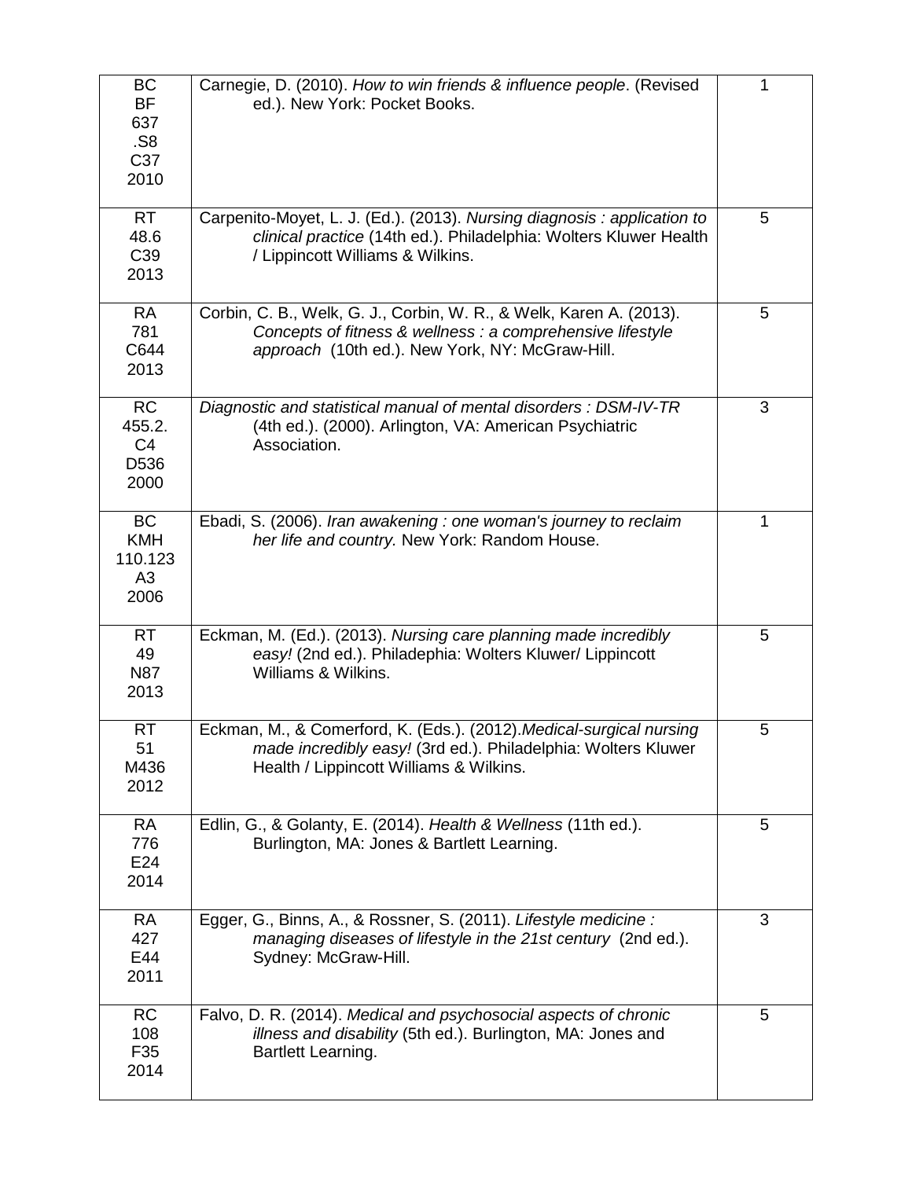| | | |
|---|---|---|
| BC BF 637 .S8 C37 2010 | Carnegie, D. (2010). *How to win friends & influence people*. (Revised ed.). New York: Pocket Books. | 1 |
| RT 48.6 C39 2013 | Carpenito-Moyet, L. J. (Ed.). (2013). *Nursing diagnosis : application to clinical practice* (14th ed.). Philadelphia: Wolters Kluwer Health / Lippincott Williams & Wilkins. | 5 |
| RA 781 C644 2013 | Corbin, C. B., Welk, G. J., Corbin, W. R., & Welk, Karen A. (2013). *Concepts of fitness & wellness : a comprehensive lifestyle approach* (10th ed.). New York, NY: McGraw-Hill. | 5 |
| RC 455.2. C4 D536 2000 | *Diagnostic and statistical manual of mental disorders : DSM-IV-TR* (4th ed.). (2000). Arlington, VA: American Psychiatric Association. | 3 |
| BC KMH 110.123 A3 2006 | Ebadi, S. (2006). *Iran awakening : one woman's journey to reclaim her life and country.* New York: Random House. | 1 |
| RT 49 N87 2013 | Eckman, M. (Ed.). (2013). *Nursing care planning made incredibly easy!* (2nd ed.). Philadephia: Wolters Kluwer/ Lippincott Williams & Wilkins. | 5 |
| RT 51 M436 2012 | Eckman, M., & Comerford, K. (Eds.). (2012).*Medical-surgical nursing made incredibly easy!* (3rd ed.). Philadelphia: Wolters Kluwer Health / Lippincott Williams & Wilkins. | 5 |
| RA 776 E24 2014 | Edlin, G., & Golanty, E. (2014). *Health & Wellness* (11th ed.). Burlington, MA: Jones & Bartlett Learning. | 5 |
| RA 427 E44 2011 | Egger, G., Binns, A., & Rossner, S. (2011). *Lifestyle medicine : managing diseases of lifestyle in the 21st century* (2nd ed.). Sydney: McGraw-Hill. | 3 |
| RC 108 F35 2014 | Falvo, D. R. (2014). *Medical and psychosocial aspects of chronic illness and disability* (5th ed.). Burlington, MA: Jones and Bartlett Learning. | 5 |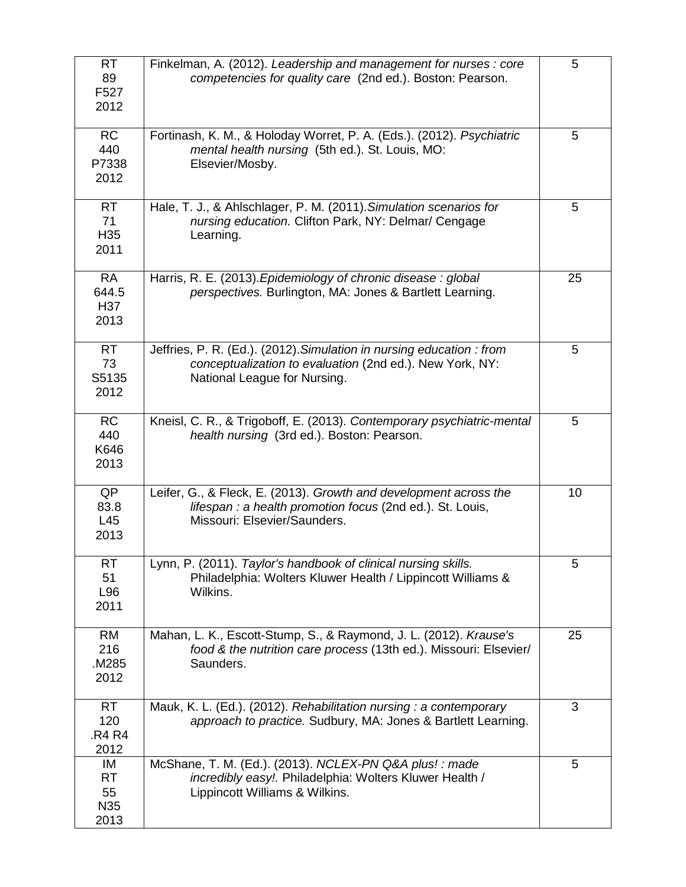| | | |
|---|---|---|
| RT 89 F527 2012 | Finkelman, A. (2012). *Leadership and management for nurses : core competencies for quality care* (2nd ed.). Boston: Pearson. | 5 |
| RC 440 P7338 2012 | Fortinash, K. M., & Holoday Worret, P. A. (Eds.). (2012). *Psychiatric mental health nursing* (5th ed.). St. Louis, MO: Elsevier/Mosby. | 5 |
| RT 71 H35 2011 | Hale, T. J., & Ahlschlager, P. M. (2011).*Simulation scenarios for nursing education.* Clifton Park, NY: Delmar/ Cengage Learning. | 5 |
| RA 644.5 H37 2013 | Harris, R. E. (2013).*Epidemiology of chronic disease : global perspectives.* Burlington, MA: Jones & Bartlett Learning. | 25 |
| RT 73 S5135 2012 | Jeffries, P. R. (Ed.). (2012).*Simulation in nursing education : from conceptualization to evaluation* (2nd ed.). New York, NY: National League for Nursing. | 5 |
| RC 440 K646 2013 | Kneisl, C. R., & Trigoboff, E. (2013). *Contemporary psychiatric-mental health nursing* (3rd ed.). Boston: Pearson. | 5 |
| QP 83.8 L45 2013 | Leifer, G., & Fleck, E. (2013). *Growth and development across the lifespan : a health promotion focus* (2nd ed.). St. Louis, Missouri: Elsevier/Saunders. | 10 |
| RT 51 L96 2011 | Lynn, P. (2011). *Taylor's handbook of clinical nursing skills.* Philadelphia: Wolters Kluwer Health / Lippincott Williams & Wilkins. | 5 |
| RM 216 .M285 2012 | Mahan, L. K., Escott-Stump, S., & Raymond, J. L. (2012). *Krause's food & the nutrition care process* (13th ed.). Missouri: Elsevier/ Saunders. | 25 |
| RT 120 .R4 R4 2012 | Mauk, K. L. (Ed.). (2012). *Rehabilitation nursing : a contemporary approach to practice.* Sudbury, MA: Jones & Bartlett Learning. | 3 |
| IM RT 55 N35 2013 | McShane, T. M. (Ed.). (2013). *NCLEX-PN Q&A plus! : made incredibly easy!.* Philadelphia: Wolters Kluwer Health / Lippincott Williams & Wilkins. | 5 |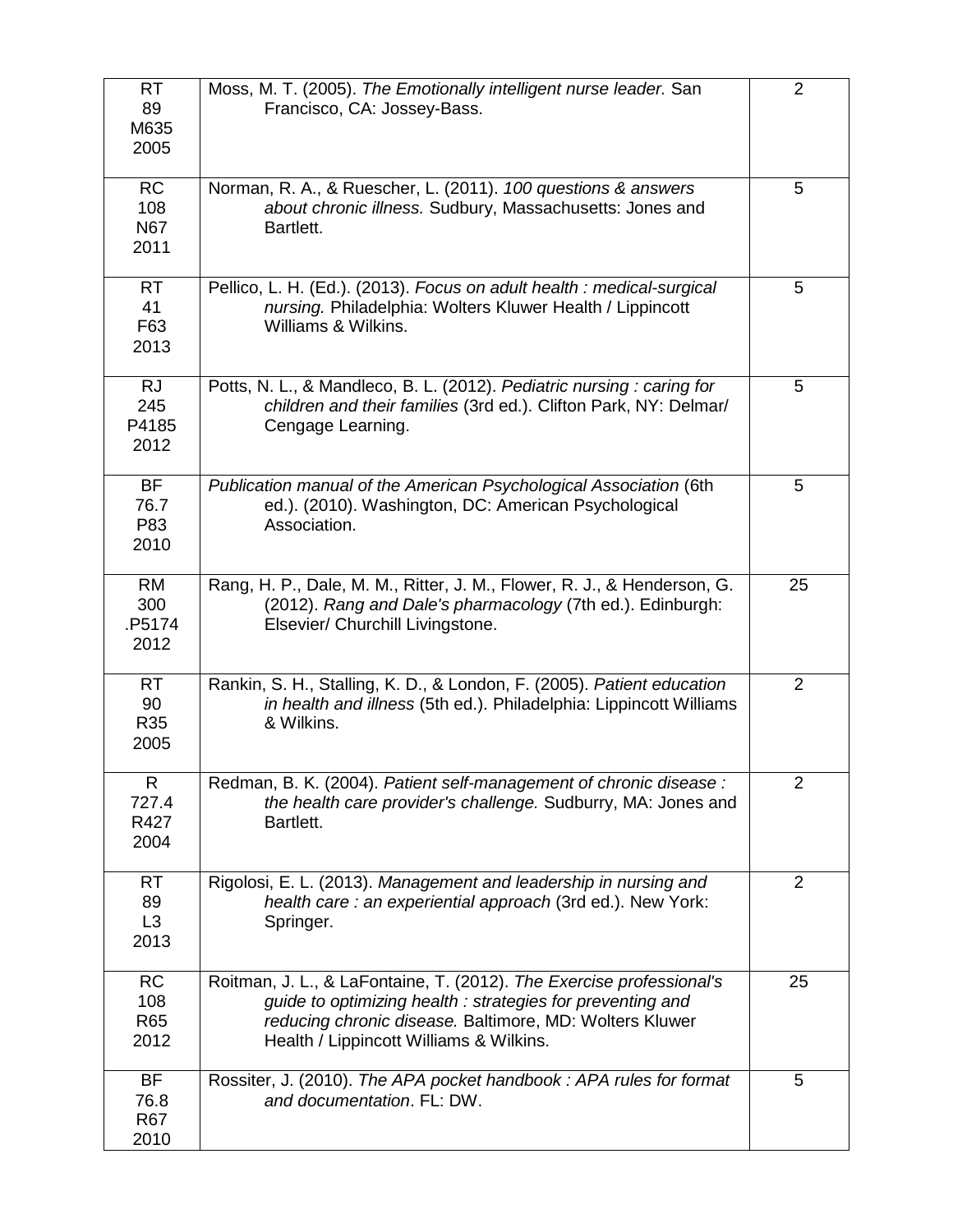| | | |
|---|---|---|
| RT 89 M635 2005 | Moss, M. T. (2005). *The Emotionally intelligent nurse leader.* San Francisco, CA: Jossey-Bass. | 2 |
| RC 108 N67 2011 | Norman, R. A., & Ruescher, L. (2011). *100 questions & answers about chronic illness.* Sudbury, Massachusetts: Jones and Bartlett. | 5 |
| RT 41 F63 2013 | Pellico, L. H. (Ed.). (2013). *Focus on adult health : medical-surgical nursing.* Philadelphia: Wolters Kluwer Health / Lippincott Williams & Wilkins. | 5 |
| RJ 245 P4185 2012 | Potts, N. L., & Mandleco, B. L. (2012). *Pediatric nursing : caring for children and their families* (3rd ed.). Clifton Park, NY: Delmar/ Cengage Learning. | 5 |
| BF 76.7 P83 2010 | *Publication manual of the American Psychological Association* (6th ed.). (2010). Washington, DC: American Psychological Association. | 5 |
| RM 300 .P5174 2012 | Rang, H. P., Dale, M. M., Ritter, J. M., Flower, R. J., & Henderson, G. (2012). *Rang and Dale's pharmacology* (7th ed.). Edinburgh: Elsevier/ Churchill Livingstone. | 25 |
| RT 90 R35 2005 | Rankin, S. H., Stalling, K. D., & London, F. (2005). *Patient education in health and illness* (5th ed.). Philadelphia: Lippincott Williams & Wilkins. | 2 |
| R 727.4 R427 2004 | Redman, B. K. (2004). *Patient self-management of chronic disease : the health care provider's challenge.* Sudburry, MA: Jones and Bartlett. | 2 |
| RT 89 L3 2013 | Rigolosi, E. L. (2013). *Management and leadership in nursing and health care : an experiential approach* (3rd ed.). New York: Springer. | 2 |
| RC 108 R65 2012 | Roitman, J. L., & LaFontaine, T. (2012). *The Exercise professional's guide to optimizing health : strategies for preventing and reducing chronic disease.* Baltimore, MD: Wolters Kluwer Health / Lippincott Williams & Wilkins. | 25 |
| BF 76.8 R67 2010 | Rossiter, J. (2010). *The APA pocket handbook : APA rules for format and documentation*. FL: DW. | 5 |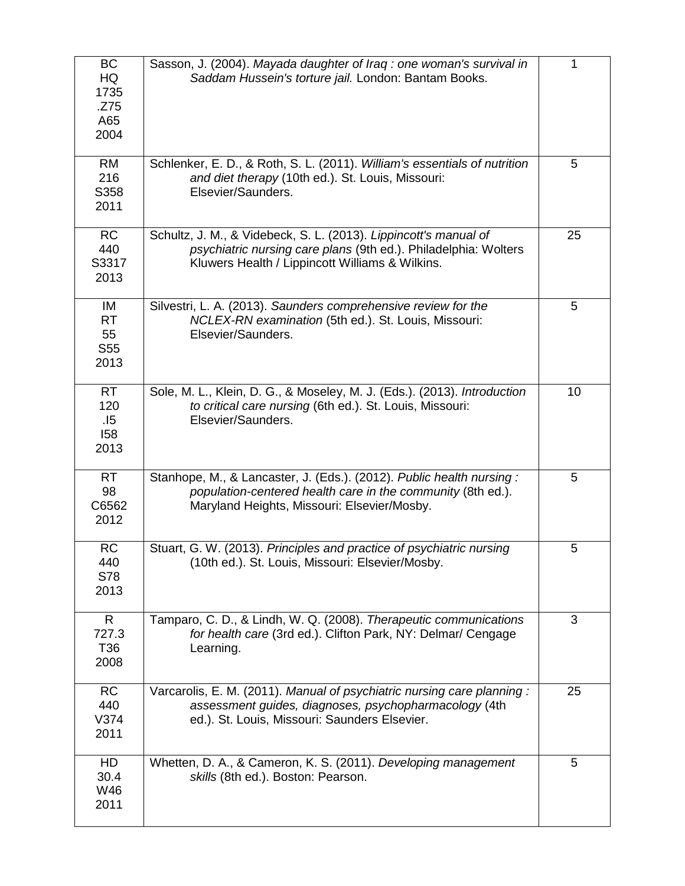| | | |
|---|---|---|
| BC HQ 1735 .Z75 A65 2004 | Sasson, J. (2004). *Mayada daughter of Iraq : one woman's survival in Saddam Hussein's torture jail.* London: Bantam Books. | 1 |
| RM 216 S358 2011 | Schlenker, E. D., & Roth, S. L. (2011). *William's essentials of nutrition and diet therapy* (10th ed.). St. Louis, Missouri: Elsevier/Saunders. | 5 |
| RC 440 S3317 2013 | Schultz, J. M., & Videbeck, S. L. (2013). *Lippincott's manual of psychiatric nursing care plans* (9th ed.). Philadelphia: Wolters Kluwers Health / Lippincott Williams & Wilkins. | 25 |
| IM RT 55 S55 2013 | Silvestri, L. A. (2013). *Saunders comprehensive review for the NCLEX-RN examination* (5th ed.). St. Louis, Missouri: Elsevier/Saunders. | 5 |
| RT 120 .I5 I58 2013 | Sole, M. L., Klein, D. G., & Moseley, M. J. (Eds.). (2013). *Introduction to critical care nursing* (6th ed.). St. Louis, Missouri: Elsevier/Saunders. | 10 |
| RT 98 C6562 2012 | Stanhope, M., & Lancaster, J. (Eds.). (2012). *Public health nursing : population-centered health care in the community* (8th ed.). Maryland Heights, Missouri: Elsevier/Mosby. | 5 |
| RC 440 S78 2013 | Stuart, G. W. (2013). *Principles and practice of psychiatric nursing* (10th ed.). St. Louis, Missouri: Elsevier/Mosby. | 5 |
| R 727.3 T36 2008 | Tamparo, C. D., & Lindh, W. Q. (2008). *Therapeutic communications for health care* (3rd ed.). Clifton Park, NY: Delmar/ Cengage Learning. | 3 |
| RC 440 V374 2011 | Varcarolis, E. M. (2011). *Manual of psychiatric nursing care planning : assessment guides, diagnoses, psychopharmacology* (4th ed.). St. Louis, Missouri: Saunders Elsevier. | 25 |
| HD 30.4 W46 2011 | Whetten, D. A., & Cameron, K. S. (2011). *Developing management skills* (8th ed.). Boston: Pearson. | 5 |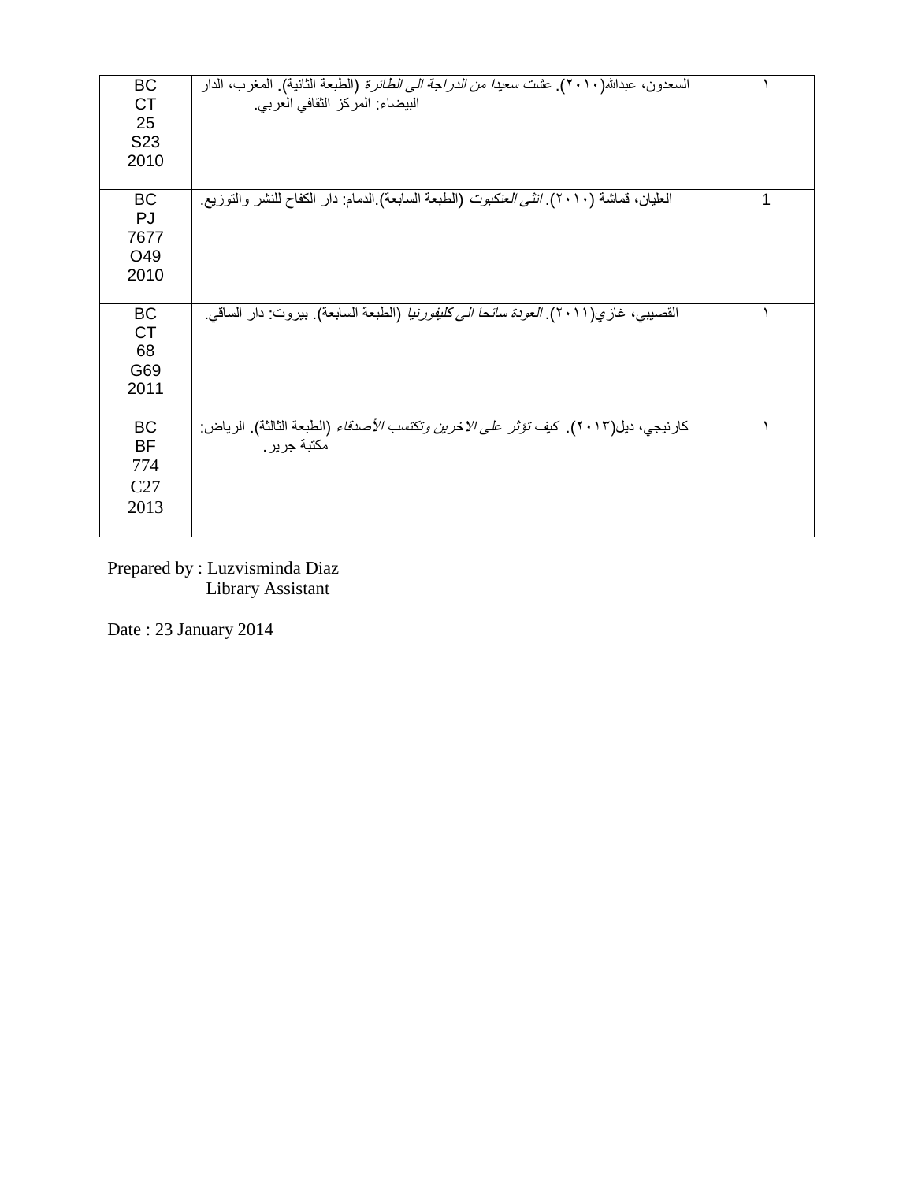| | | |
|---|---|---|
| BC CT 25 S23 2010 | السعدون، عبدالله(٢٠١٠). عشت سعيدا من الدراجة الى الطائرة (الطبعة الثانية). المغرب، الدار البيضاء: المركز الثقافي العربي. | ١ |
| BC PJ 7677 O49 2010 | العليان، قماشة (٢٠١٠). انثى العنكبوت (الطبعة السابعة).الدمام: دار الكفاح للنشر والتوزيع. | 1 |
| BC CT 68 G69 2011 | القصيبي، غازي(٢٠١١). العودة سائحا الى كليفورنيا (الطبعة السابعة). بيروت: دار الساقي. | ١ |
| BC BF 774 C27 2013 | كارنيجي، ديل(٢٠١٣). كيف تؤثر على الاخرين وتكتسب الأصدقاء (الطبعة الثالثة). الرياض: مكتبة جرير. | ١ |

Prepared by : Luzvisminda Diaz
Library Assistant

Date : 23 January 2014